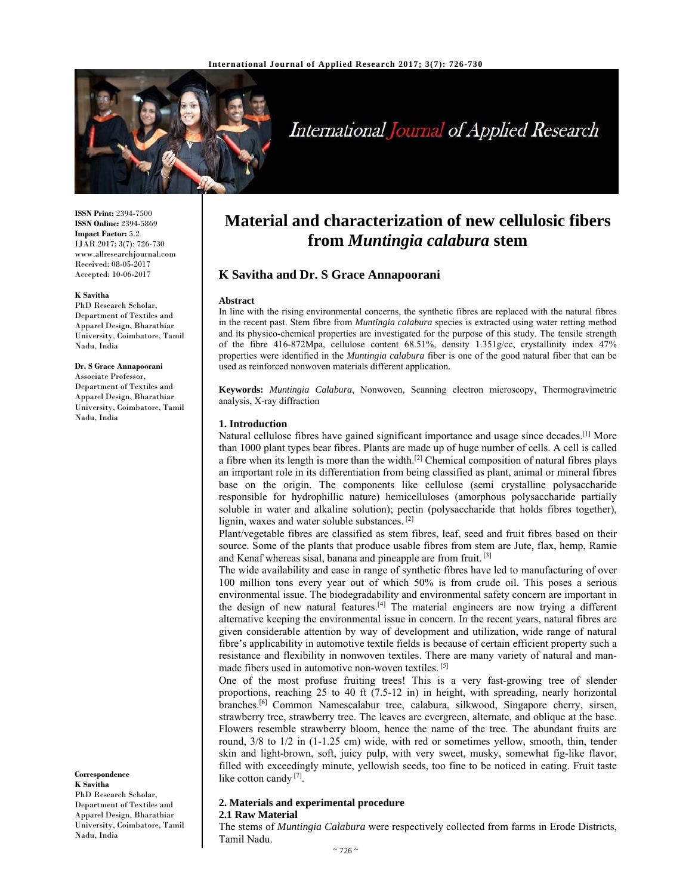# Material and characterization of new cellulosic fibers from *Muntingia calabura* stem

**K Savitha and Dr. S Grace Annapoorani**

ISSN Print: 2394-7500
ISSN Online: 2394-5869
Impact Factor: 5.2
IJAR 2017; 3(7): 726-730
www.allresearchjournal.com
Received: 08-05-2017
Accepted: 10-06-2017

**K Savitha**
PhD Research Scholar, Department of Textiles and Apparel Design, Bharathiar University, Coimbatore, Tamil Nadu, India

**Dr. S Grace Annapoorani**
Associate Professor, Department of Textiles and Apparel Design, Bharathiar University, Coimbatore, Tamil Nadu, India

**Correspondence**
**K Savitha**
PhD Research Scholar, Department of Textiles and Apparel Design, Bharathiar University, Coimbatore, Tamil Nadu, India

### Abstract

In line with the rising environmental concerns, the synthetic fibres are replaced with the natural fibres in the recent past. Stem fibre from *Muntingia calabura* species is extracted using water retting method and its physico-chemical properties are investigated for the purpose of this study. The tensile strength of the fibre 416-872Mpa, cellulose content 68.51%, density 1.351g/cc, crystallinity index 47% properties were identified in the *Muntingia calabura* fiber is one of the good natural fiber that can be used as reinforced nonwoven materials different application.

**Keywords:** *Muntingia Calabura*, Nonwoven, Scanning electron microscopy, Thermogravimetric analysis, X-ray diffraction

## 1. Introduction

Natural cellulose fibres have gained significant importance and usage since decades.[1] More than 1000 plant types bear fibres. Plants are made up of huge number of cells. A cell is called a fibre when its length is more than the width.[2] Chemical composition of natural fibres plays an important role in its differentiation from being classified as plant, animal or mineral fibres base on the origin. The components like cellulose (semi crystalline polysaccharide responsible for hydrophillic nature) hemicelluloses (amorphous polysaccharide partially soluble in water and alkaline solution); pectin (polysaccharide that holds fibres together), lignin, waxes and water soluble substances. [2]

Plant/vegetable fibres are classified as stem fibres, leaf, seed and fruit fibres based on their source. Some of the plants that produce usable fibres from stem are Jute, flax, hemp, Ramie and Kenaf whereas sisal, banana and pineapple are from fruit. [3]

The wide availability and ease in range of synthetic fibres have led to manufacturing of over 100 million tons every year out of which 50% is from crude oil. This poses a serious environmental issue. The biodegradability and environmental safety concern are important in the design of new natural features.[4] The material engineers are now trying a different alternative keeping the environmental issue in concern. In the recent years, natural fibres are given considerable attention by way of development and utilization, wide range of natural fibre's applicability in automotive textile fields is because of certain efficient property such a resistance and flexibility in nonwoven textiles. There are many variety of natural and man-made fibers used in automotive non-woven textiles. [5]

One of the most profuse fruiting trees! This is a very fast-growing tree of slender proportions, reaching 25 to 40 ft (7.5-12 in) in height, with spreading, nearly horizontal branches.[6] Common Namescalabur tree, calabura, silkwood, Singapore cherry, sirsen, strawberry tree, strawberry tree. The leaves are evergreen, alternate, and oblique at the base. Flowers resemble strawberry bloom, hence the name of the tree. The abundant fruits are round, 3/8 to 1/2 in (1-1.25 cm) wide, with red or sometimes yellow, smooth, thin, tender skin and light-brown, soft, juicy pulp, with very sweet, musky, somewhat fig-like flavor, filled with exceedingly minute, yellowish seeds, too fine to be noticed in eating. Fruit taste like cotton candy [7].

## 2. Materials and experimental procedure

### 2.1 Raw Material

The stems of *Muntingia Calabura* were respectively collected from farms in Erode Districts, Tamil Nadu.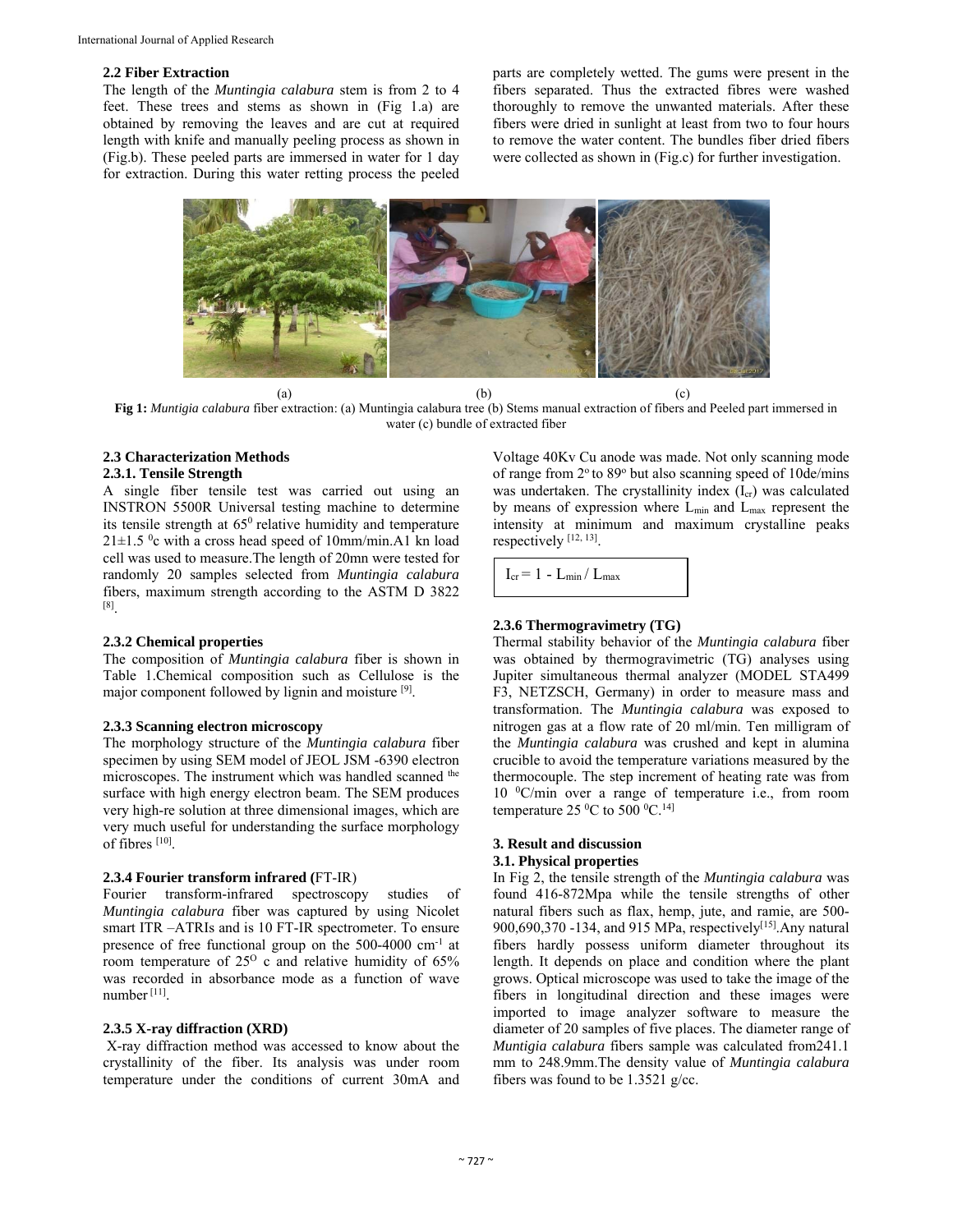### 2.2 Fiber Extraction

The length of the *Muntingia calabura* stem is from 2 to 4 feet. These trees and stems as shown in (Fig 1.a) are obtained by removing the leaves and are cut at required length with knife and manually peeling process as shown in (Fig.b). These peeled parts are immersed in water for 1 day for extraction. During this water retting process the peeled parts are completely wetted. The gums were present in the fibers separated. Thus the extracted fibres were washed thoroughly to remove the unwanted materials. After these fibers were dried in sunlight at least from two to four hours to remove the water content. The bundles fiber dried fibers were collected as shown in (Fig.c) for further investigation.

(a) (b) (c)

**Fig 1:** *Muntigia calabura* fiber extraction: (a) Muntingia calabura tree (b) Stems manual extraction of fibers and Peeled part immersed in water (c) bundle of extracted fiber

### 2.3 Characterization Methods

#### 2.3.1. Tensile Strength

A single fiber tensile test was carried out using an INSTRON 5500R Universal testing machine to determine its tensile strength at $65^0$ relative humidity and temperature $21 \pm 1.5$ $^0$c with a cross head speed of 10mm/min.A1 kn load cell was used to measure.The length of 20mn were tested for randomly 20 samples selected from *Muntingia calabura* fibers, maximum strength according to the ASTM D 3822 [8].

#### 2.3.2 Chemical properties

The composition of *Muntingia calabura* fiber is shown in Table 1.Chemical composition such as Cellulose is the major component followed by lignin and moisture [9].

#### 2.3.3 Scanning electron microscopy

The morphology structure of the *Muntingia calabura* fiber specimen by using SEM model of JEOL JSM -6390 electron microscopes. The instrument which was handled scanned the surface with high energy electron beam. The SEM produces very high-re solution at three dimensional images, which are very much useful for understanding the surface morphology of fibres [10].

#### 2.3.4 Fourier transform infrared (FT-IR)

Fourier transform-infrared spectroscopy studies of *Muntingia calabura* fiber was captured by using Nicolet smart ITR –ATRIs and is 10 FT-IR spectrometer. To ensure presence of free functional group on the 500-4000 $cm^{-1}$ at room temperature of $25^O$ c and relative humidity of 65% was recorded in absorbance mode as a function of wave number [11].

#### 2.3.5 X-ray diffraction (XRD)

X-ray diffraction method was accessed to know about the crystallinity of the fiber. Its analysis was under room temperature under the conditions of current 30mA and Voltage 40Kv Cu anode was made. Not only scanning mode of range from $2^o$ to $89^o$ but also scanning speed of 10de/mins was undertaken. The crystallinity index ($I_{cr}$) was calculated by means of expression where $L_{min}$ and $L_{max}$ represent the intensity at minimum and maximum crystalline peaks respectively [12, 13].

$$I_{cr} = 1 - L_{min} / L_{max}$$

#### 2.3.6 Thermogravimetry (TG)

Thermal stability behavior of the *Muntingia calabura* fiber was obtained by thermogravimetric (TG) analyses using Jupiter simultaneous thermal analyzer (MODEL STA499 F3, NETZSCH, Germany) in order to measure mass and transformation. The *Muntingia calabura* was exposed to nitrogen gas at a flow rate of 20 ml/min. Ten milligram of the *Muntingia calabura* was crushed and kept in alumina crucible to avoid the temperature variations measured by the thermocouple. The step increment of heating rate was from 10 $^0$C/min over a range of temperature i.e., from room temperature 25 $^0$C to 500 $^0$C.[14]

## 3. Result and discussion

### 3.1. Physical properties

In Fig 2, the tensile strength of the *Muntingia calabura* was found 416-872Mpa while the tensile strengths of other natural fibers such as flax, hemp, jute, and ramie, are 500-900,690,370 -134, and 915 MPa, respectively[15].Any natural fibers hardly possess uniform diameter throughout its length. It depends on place and condition where the plant grows. Optical microscope was used to take the image of the fibers in longitudinal direction and these images were imported to image analyzer software to measure the diameter of 20 samples of five places. The diameter range of *Muntigia calabura* fibers sample was calculated from241.1 mm to 248.9mm.The density value of *Muntigia calabura* fibers was found to be 1.3521 g/cc.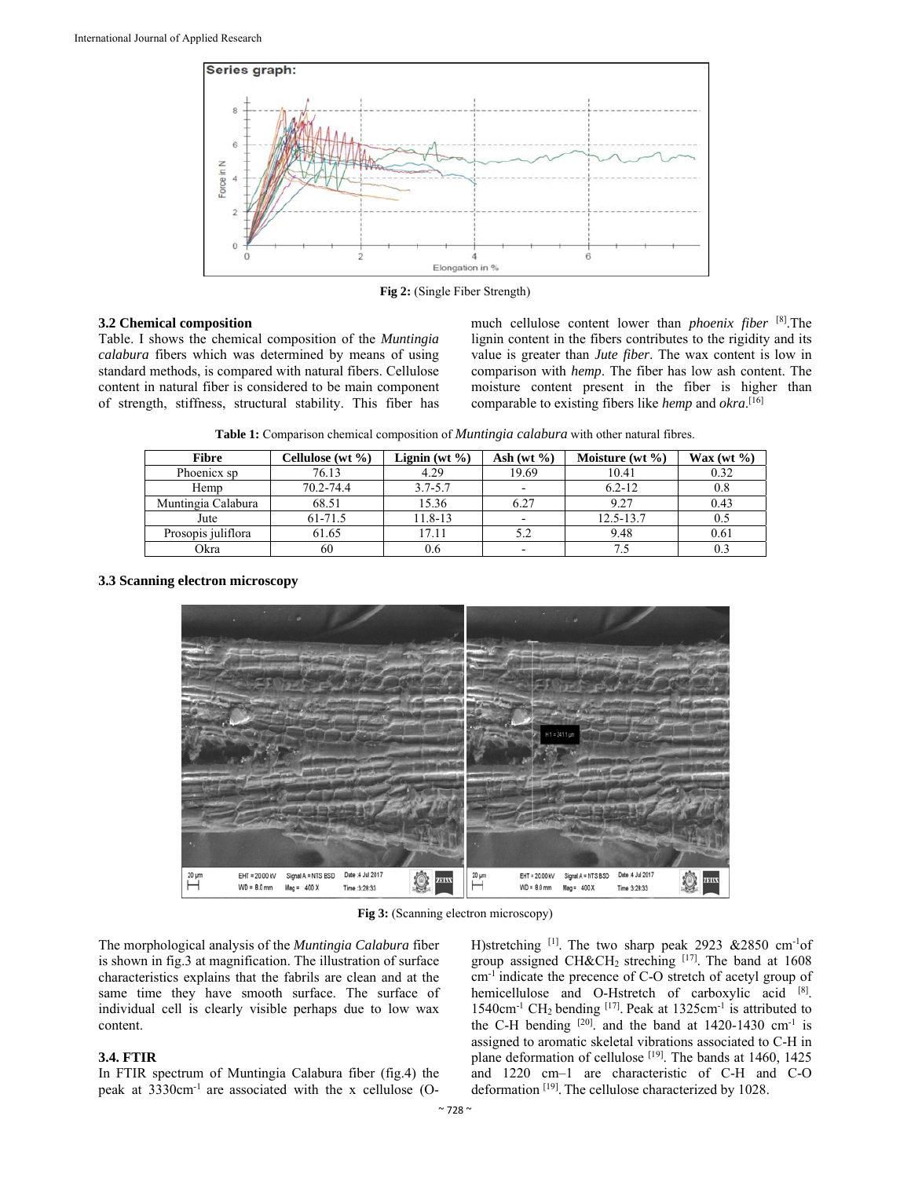Fig 2: (Single Fiber Strength)

### 3.2 Chemical composition

Table. I shows the chemical composition of the *Muntingia calabura* fibers which was determined by means of using standard methods, is compared with natural fibers. Cellulose content in natural fiber is considered to be main component of strength, stiffness, structural stability. This fiber has much cellulose content lower than *phoenix fiber* [8].The lignin content in the fibers contributes to the rigidity and its value is greater than *Jute fiber*. The wax content is low in comparison with *hemp*. The fiber has low ash content. The moisture content present in the fiber is higher than comparable to existing fibers like *hemp* and *okra*.[16]

**Table 1:** Comparison chemical composition of *Muntingia calabura* with other natural fibres.

| Fibre | Cellulose (wt %) | Lignin (wt %) | Ash (wt %) | Moisture (wt %) | Wax (wt %) |
| --- | --- | --- | --- | --- | --- |
| Phoenicx sp | 76.13 | 4.29 | 19.69 | 10.41 | 0.32 |
| Hemp | 70.2-74.4 | 3.7-5.7 | - | 6.2-12 | 0.8 |
| Muntingia Calabura | 68.51 | 15.36 | 6.27 | 9.27 | 0.43 |
| Jute | 61-71.5 | 11.8-13 | - | 12.5-13.7 | 0.5 |
| Prosopis juliflora | 61.65 | 17.11 | 5.2 | 9.48 | 0.61 |
| Okra | 60 | 0.6 | - | 7.5 | 0.3 |

### 3.3 Scanning electron microscopy

Fig 3: (Scanning electron microscopy)

The morphological analysis of the *Muntingia Calabura* fiber is shown in fig.3 at magnification. The illustration of surface characteristics explains that the fabrils are clean and at the same time they have smooth surface. The surface of individual cell is clearly visible perhaps due to low wax content.

### 3.4. FTIR

In FTIR spectrum of Muntingia Calabura fiber (fig.4) the peak at 3330cm$^{-1}$ are associated with the x cellulose (O-H)stretching [1]. The two sharp peak 2923 &2850 cm$^{-1}$of group assigned CH&$CH_2$ streching [17]. The band at 1608 cm$^{-1}$ indicate the precence of C-O stretch of acetyl group of hemicellulose and O-Hstretch of carboxylic acid [8]. 1540cm$^{-1}$ $CH_2$ bending [17]. Peak at 1325cm$^{-1}$ is attributed to the C-H bending [20]. and the band at 1420-1430 cm$^{-1}$ is assigned to aromatic skeletal vibrations associated to C-H in plane deformation of cellulose [19]. The bands at 1460, 1425 and 1220 cm–1 are characteristic of C-H and C-O deformation [19]. The cellulose characterized by 1028.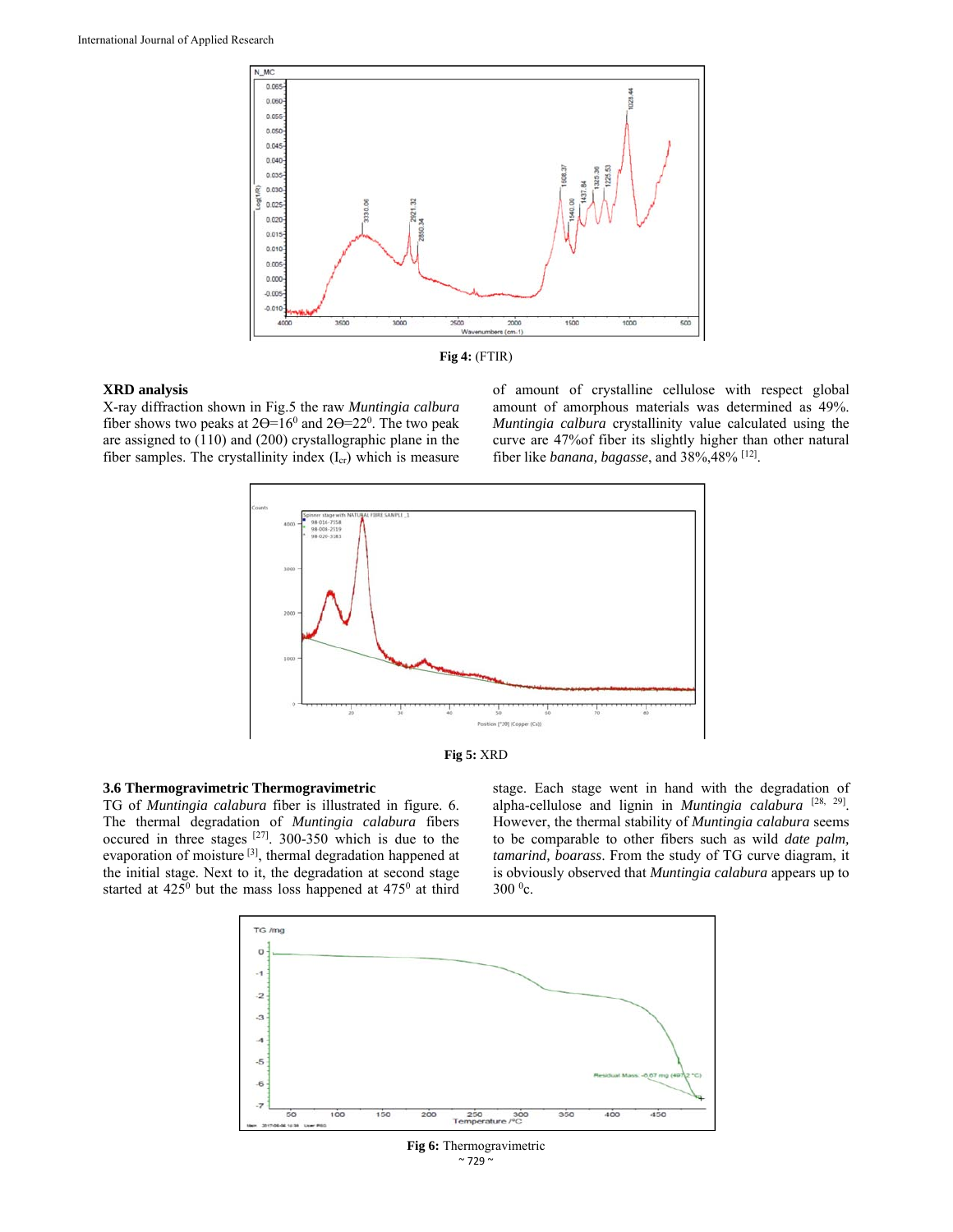Fig 4: (FTIR)

**XRD analysis**

X-ray diffraction shown in Fig.5 the raw *Muntingia calbura* fiber shows two peaks at $2\Theta=16^0$ and $2\Theta=22^0$. The two peak are assigned to (110) and (200) crystallographic plane in the fiber samples. The crystallinity index ($I_{cr}$) which is measure of amount of crystalline cellulose with respect global amount of amorphous materials was determined as 49%. *Muntingia calbura* crystallinity value calculated using the curve are 47%of fiber its slightly higher than other natural fiber like *banana, bagasse*, and 38%,48% [12].

**Fig 5:** XRD

**3.6 Thermogravimetric Thermogravimetric**

TG of *Muntingia calabura* fiber is illustrated in figure. 6. The thermal degradation of *Muntingia calabura* fibers occured in three stages [27]. 300-350 which is due to the evaporation of moisture [3], thermal degradation happened at the initial stage. Next to it, the degradation at second stage started at $425^0$ but the mass loss happened at $475^0$ at third stage. Each stage went in hand with the degradation of alpha-cellulose and lignin in *Muntingia calabura* [28, 29]. However, the thermal stability of *Muntingia calabura* seems to be comparable to other fibers such as wild *date palm, tamarind, boarass*. From the study of TG curve diagram, it is obviously observed that *Muntingia calabura* appears up to 300 $^0$c.

**Fig 6:** Thermogravimetric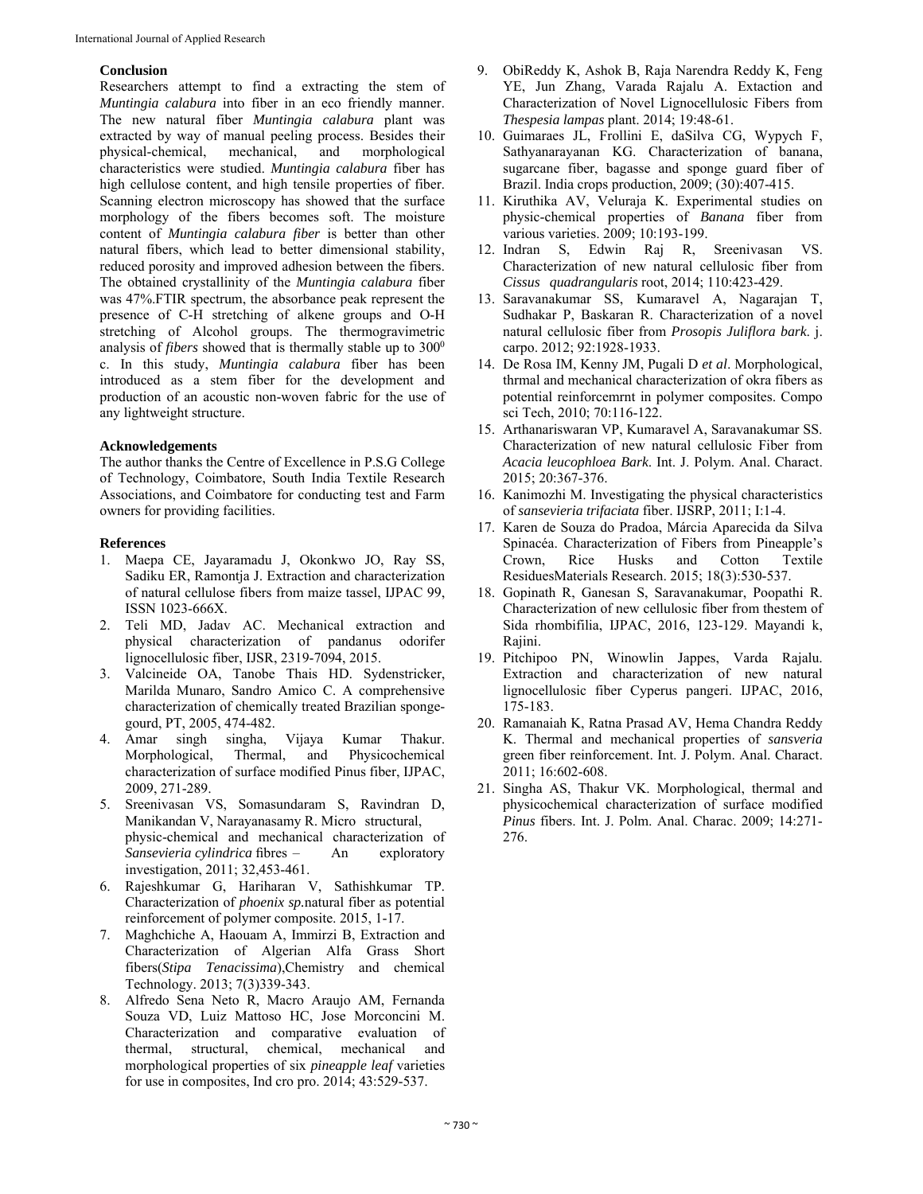## Conclusion

Researchers attempt to find a extracting the stem of *Muntingia calabura* into fiber in an eco friendly manner. The new natural fiber *Muntingia calabura* plant was extracted by way of manual peeling process. Besides their physical-chemical, mechanical, and morphological characteristics were studied. *Muntingia calabura* fiber has high cellulose content, and high tensile properties of fiber. Scanning electron microscopy has showed that the surface morphology of the fibers becomes soft. The moisture content of *Muntingia calabura fiber* is better than other natural fibers, which lead to better dimensional stability, reduced porosity and improved adhesion between the fibers. The obtained crystallinity of the *Muntingia calabura* fiber was 47%.FTIR spectrum, the absorbance peak represent the presence of C-H stretching of alkene groups and O-H stretching of Alcohol groups. The thermogravimetric analysis of *fibers* showed that is thermally stable up to $300^0$ c. In this study, *Muntingia calabura* fiber has been introduced as a stem fiber for the development and production of an acoustic non-woven fabric for the use of any lightweight structure.

## Acknowledgements

The author thanks the Centre of Excellence in P.S.G College of Technology, Coimbatore, South India Textile Research Associations, and Coimbatore for conducting test and Farm owners for providing facilities.

## References

1. Maepa CE, Jayaramadu J, Okonkwo JO, Ray SS, Sadiku ER, Ramontja J. Extraction and characterization of natural cellulose fibers from maize tassel, IJPAC 99, ISSN 1023-666X.
2. Teli MD, Jadav AC. Mechanical extraction and physical characterization of pandanus odorifer lignocellulosic fiber, IJSR, 2319-7094, 2015.
3. Valcineide OA, Tanobe Thais HD. Sydenstricker, Marilda Munaro, Sandro Amico C. A comprehensive characterization of chemically treated Brazilian sponge-gourd, PT, 2005, 474-482.
4. Amar singh singha, Vijaya Kumar Thakur. Morphological, Thermal, and Physicochemical characterization of surface modified Pinus fiber, IJPAC, 2009, 271-289.
5. Sreenivasan VS, Somasundaram S, Ravindran D, Manikandan V, Narayanasamy R. Micro structural, physic-chemical and mechanical characterization of *Sansevieria cylindrica* fibres – An exploratory investigation, 2011; 32,453-461.
6. Rajeshkumar G, Hariharan V, Sathishkumar TP. Characterization of *phoenix sp.*natural fiber as potential reinforcement of polymer composite. 2015, 1-17.
7. Maghchiche A, Haouam A, Immirzi B, Extraction and Characterization of Algerian Alfa Grass Short fibers(*Stipa Tenacissima*),Chemistry and chemical Technology. 2013; 7(3)339-343.
8. Alfredo Sena Neto R, Macro Araujo AM, Fernanda Souza VD, Luiz Mattoso HC, Jose Morconcini M. Characterization and comparative evaluation of thermal, structural, chemical, mechanical and morphological properties of six *pineapple leaf* varieties for use in composites, Ind cro pro. 2014; 43:529-537.
9. ObiReddy K, Ashok B, Raja Narendra Reddy K, Feng YE, Jun Zhang, Varada Rajalu A. Extaction and Characterization of Novel Lignocellulosic Fibers from *Thespesia lampas* plant. 2014; 19:48-61.
10. Guimaraes JL, Frollini E, daSilva CG, Wypych F, Sathyanarayanan KG. Characterization of banana, sugarcane fiber, bagasse and sponge guard fiber of Brazil. India crops production, 2009; (30):407-415.
11. Kiruthika AV, Veluraja K. Experimental studies on physic-chemical properties of *Banana* fiber from various varieties. 2009; 10:193-199.
12. Indran S, Edwin Raj R, Sreenivasan VS. Characterization of new natural cellulosic fiber from *Cissus quadrangularis* root, 2014; 110:423-429.
13. Saravanakumar SS, Kumaravel A, Nagarajan T, Sudhakar P, Baskaran R. Characterization of a novel natural cellulosic fiber from *Prosopis Juliflora bark*. j. carpo. 2012; 92:1928-1933.
14. De Rosa IM, Kenny JM, Pugali D *et al*. Morphological, thrmal and mechanical characterization of okra fibers as potential reinforcemrnt in polymer composites. Compo sci Tech, 2010; 70:116-122.
15. Arthanariswaran VP, Kumaravel A, Saravanakumar SS. Characterization of new natural cellulosic Fiber from *Acacia leucophloea Bark.* Int. J. Polym. Anal. Charact. 2015; 20:367-376.
16. Kanimozhi M. Investigating the physical characteristics of *sansevieria trifaciata* fiber. IJSRP, 2011; I:1-4.
17. Karen de Souza do Pradoa, Márcia Aparecida da Silva Spinacéa. Characterization of Fibers from Pineapple's Crown, Rice Husks and Cotton Textile ResiduesMaterials Research. 2015; 18(3):530-537.
18. Gopinath R, Ganesan S, Saravanakumar, Poopathi R. Characterization of new cellulosic fiber from thestem of Sida rhombifilia, IJPAC, 2016, 123-129. Mayandi k, Rajini.
19. Pitchipoo PN, Winowlin Jappes, Varda Rajalu. Extraction and characterization of new natural lignocellulosic fiber Cyperus pangeri. IJPAC, 2016, 175-183.
20. Ramanaiah K, Ratna Prasad AV, Hema Chandra Reddy K. Thermal and mechanical properties of *sansveria* green fiber reinforcement. Int. J. Polym. Anal. Charact. 2011; 16:602-608.
21. Singha AS, Thakur VK. Morphological, thermal and physicochemical characterization of surface modified *Pinus* fibers. Int. J. Polm. Anal. Charac. 2009; 14:271-276.